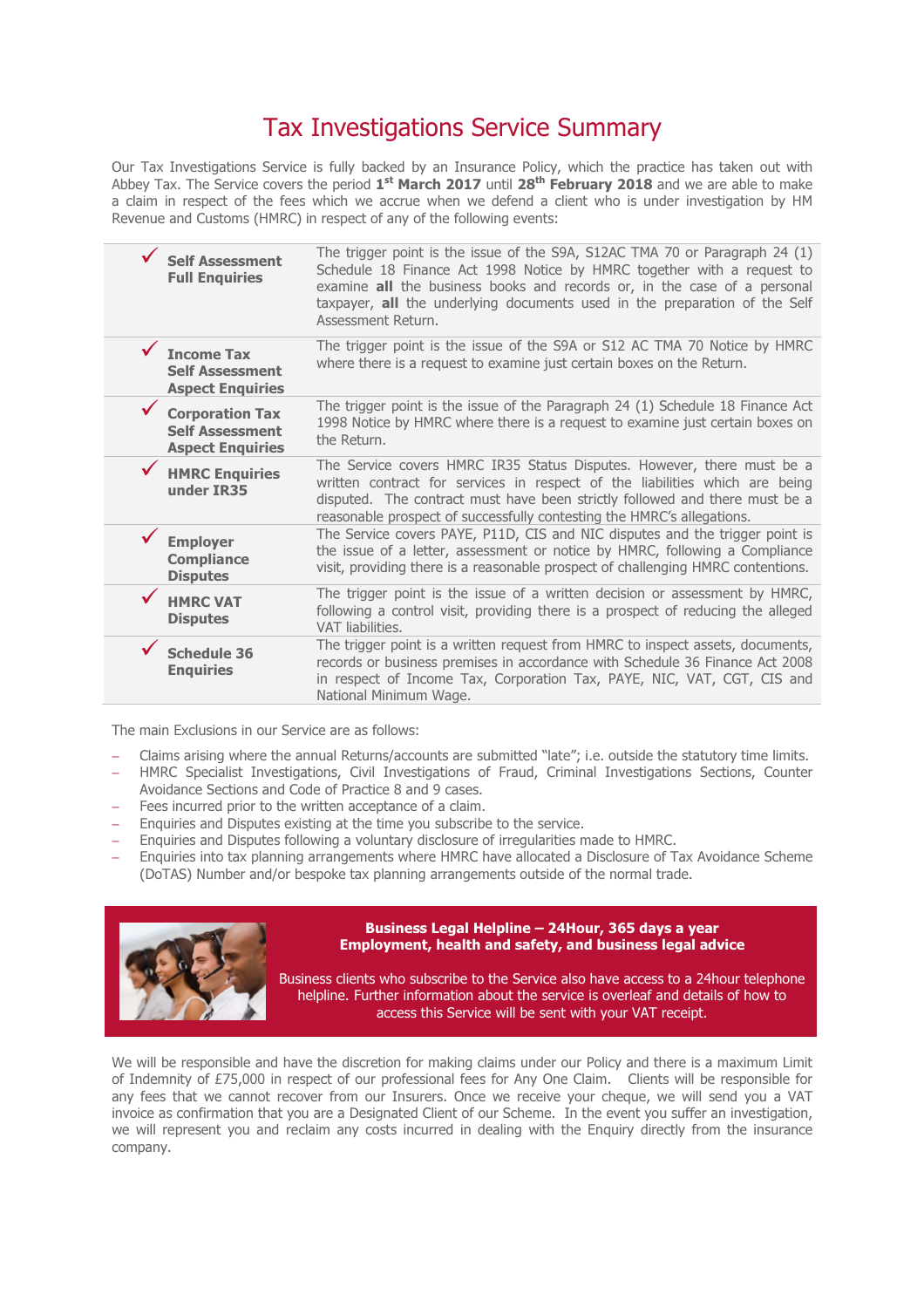# Tax Investigations Service Summary

Our Tax Investigations Service is fully backed by an Insurance Policy, which the practice has taken out with Abbey Tax. The Service covers the period 1st **March 2017** until 28th **February 2018** and we are able to make a claim in respect of the fees which we accrue when we defend a client who is under investigation by HM Revenue and Customs (HMRC) in respect of any of the following events:

| | |
|---|---|
| ✓ **Self Assessment Full Enquiries** | The trigger point is the issue of the S9A, S12AC TMA 70 or Paragraph 24 (1) Schedule 18 Finance Act 1998 Notice by HMRC together with a request to examine **all** the business books and records or, in the case of a personal taxpayer, **all** the underlying documents used in the preparation of the Self Assessment Return. |
| ✓ **Income Tax Self Assessment Aspect Enquiries** | The trigger point is the issue of the S9A or S12 AC TMA 70 Notice by HMRC where there is a request to examine just certain boxes on the Return. |
| ✓ **Corporation Tax Self Assessment Aspect Enquiries** | The trigger point is the issue of the Paragraph 24 (1) Schedule 18 Finance Act 1998 Notice by HMRC where there is a request to examine just certain boxes on the Return. |
| ✓ **HMRC Enquiries under IR35** | The Service covers HMRC IR35 Status Disputes. However, there must be a written contract for services in respect of the liabilities which are being disputed. The contract must have been strictly followed and there must be a reasonable prospect of successfully contesting the HMRC's allegations. |
| ✓ **Employer Compliance Disputes** | The Service covers PAYE, P11D, CIS and NIC disputes and the trigger point is the issue of a letter, assessment or notice by HMRC, following a Compliance visit, providing there is a reasonable prospect of challenging HMRC contentions. |
| ✓ **HMRC VAT Disputes** | The trigger point is the issue of a written decision or assessment by HMRC, following a control visit, providing there is a prospect of reducing the alleged VAT liabilities. |
| ✓ **Schedule 36 Enquiries** | The trigger point is a written request from HMRC to inspect assets, documents, records or business premises in accordance with Schedule 36 Finance Act 2008 in respect of Income Tax, Corporation Tax, PAYE, NIC, VAT, CGT, CIS and National Minimum Wage. |

The main Exclusions in our Service are as follows:

- Claims arising where the annual Returns/accounts are submitted "late"; i.e. outside the statutory time limits.
- HMRC Specialist Investigations, Civil Investigations of Fraud, Criminal Investigations Sections, Counter Avoidance Sections and Code of Practice 8 and 9 cases.
- Fees incurred prior to the written acceptance of a claim.
- Enquiries and Disputes existing at the time you subscribe to the service.
- Enquiries and Disputes following a voluntary disclosure of irregularities made to HMRC.
- Enquiries into tax planning arrangements where HMRC have allocated a Disclosure of Tax Avoidance Scheme (DoTAS) Number and/or bespoke tax planning arrangements outside of the normal trade.

**Business Legal Helpline – 24Hour, 365 days a year**
**Employment, health and safety, and business legal advice**

Business clients who subscribe to the Service also have access to a 24hour telephone helpline. Further information about the service is overleaf and details of how to access this Service will be sent with your VAT receipt.

We will be responsible and have the discretion for making claims under our Policy and there is a maximum Limit of Indemnity of £75,000 in respect of our professional fees for Any One Claim. Clients will be responsible for any fees that we cannot recover from our Insurers. Once we receive your cheque, we will send you a VAT invoice as confirmation that you are a Designated Client of our Scheme. In the event you suffer an investigation, we will represent you and reclaim any costs incurred in dealing with the Enquiry directly from the insurance company.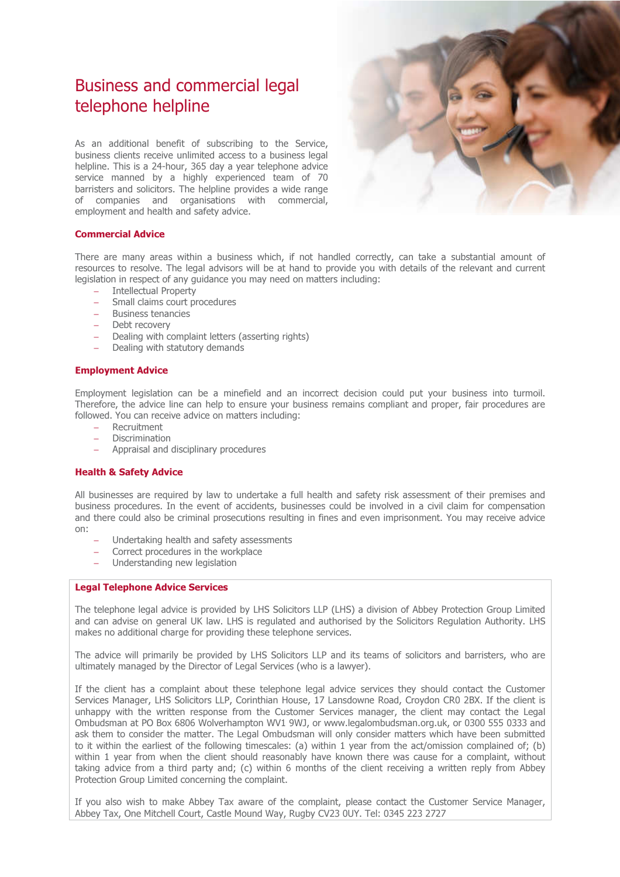# Business and commercial legal telephone helpline

As an additional benefit of subscribing to the Service, business clients receive unlimited access to a business legal helpline. This is a 24-hour, 365 day a year telephone advice service manned by a highly experienced team of 70 barristers and solicitors. The helpline provides a wide range of companies and organisations with commercial, employment and health and safety advice.

### Commercial Advice

There are many areas within a business which, if not handled correctly, can take a substantial amount of resources to resolve. The legal advisors will be at hand to provide you with details of the relevant and current legislation in respect of any guidance you may need on matters including:

- Intellectual Property
- Small claims court procedures
- Business tenancies
- Debt recovery
- Dealing with complaint letters (asserting rights)
- Dealing with statutory demands

### Employment Advice

Employment legislation can be a minefield and an incorrect decision could put your business into turmoil. Therefore, the advice line can help to ensure your business remains compliant and proper, fair procedures are followed. You can receive advice on matters including:

- Recruitment
- Discrimination
- Appraisal and disciplinary procedures

### Health & Safety Advice

All businesses are required by law to undertake a full health and safety risk assessment of their premises and business procedures. In the event of accidents, businesses could be involved in a civil claim for compensation and there could also be criminal prosecutions resulting in fines and even imprisonment. You may receive advice on:

- Undertaking health and safety assessments
- Correct procedures in the workplace
- Understanding new legislation

### Legal Telephone Advice Services

The telephone legal advice is provided by LHS Solicitors LLP (LHS) a division of Abbey Protection Group Limited and can advise on general UK law. LHS is regulated and authorised by the Solicitors Regulation Authority. LHS makes no additional charge for providing these telephone services.

The advice will primarily be provided by LHS Solicitors LLP and its teams of solicitors and barristers, who are ultimately managed by the Director of Legal Services (who is a lawyer).

If the client has a complaint about these telephone legal advice services they should contact the Customer Services Manager, LHS Solicitors LLP, Corinthian House, 17 Lansdowne Road, Croydon CR0 2BX. If the client is unhappy with the written response from the Customer Services manager, the client may contact the Legal Ombudsman at PO Box 6806 Wolverhampton WV1 9WJ, or www.legalombudsman.org.uk, or 0300 555 0333 and ask them to consider the matter. The Legal Ombudsman will only consider matters which have been submitted to it within the earliest of the following timescales: (a) within 1 year from the act/omission complained of; (b) within 1 year from when the client should reasonably have known there was cause for a complaint, without taking advice from a third party and; (c) within 6 months of the client receiving a written reply from Abbey Protection Group Limited concerning the complaint.

If you also wish to make Abbey Tax aware of the complaint, please contact the Customer Service Manager, Abbey Tax, One Mitchell Court, Castle Mound Way, Rugby CV23 0UY. Tel: 0345 223 2727